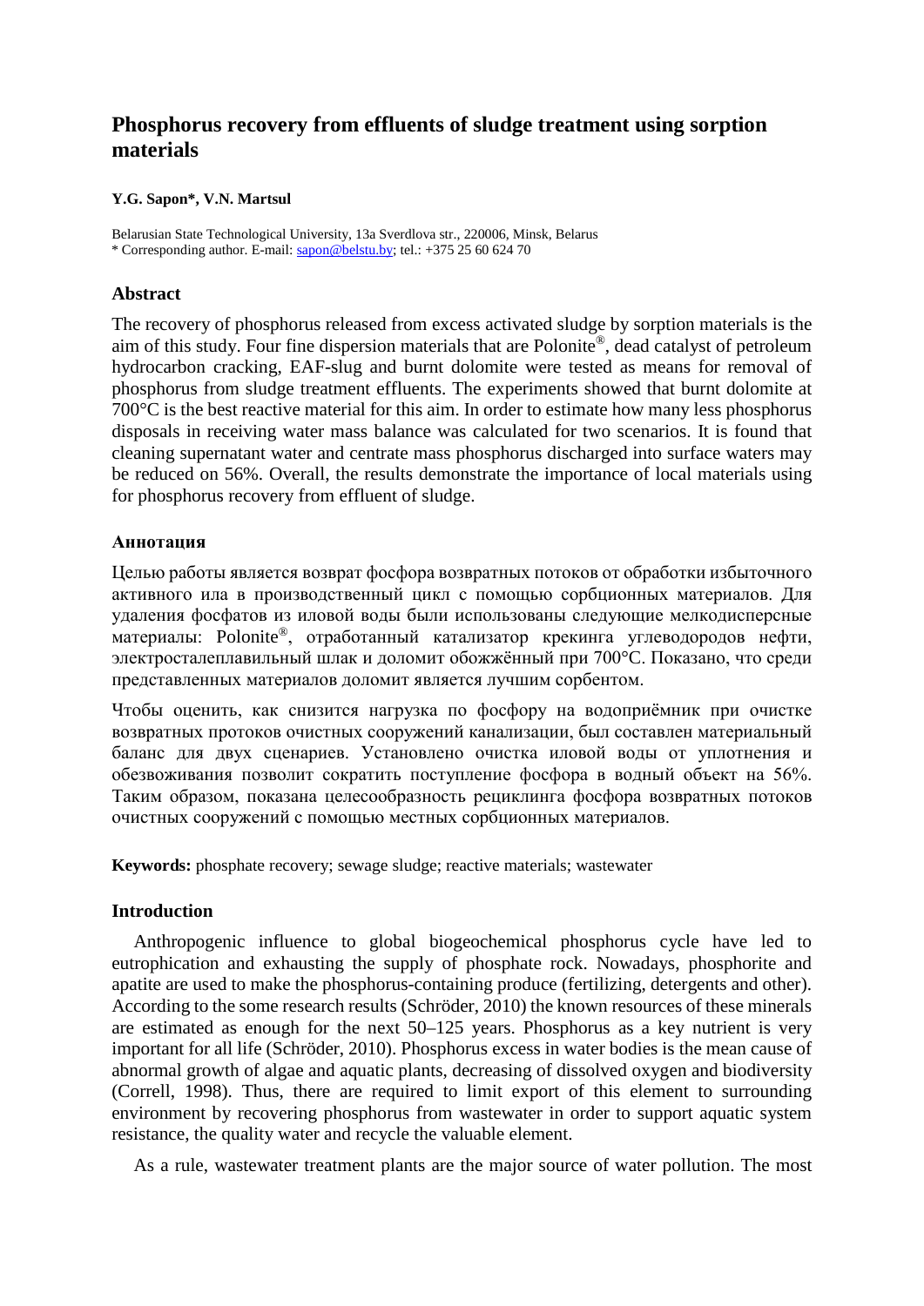# Phosphorus recovery from effluents of sludge treatment using sorption materials

**Y.G. Sapon*, V.N. Martsul**

Belarusian State Technological University, 13a Sverdlova str., 220006, Minsk, Belarus
* Corresponding author. E-mail: sapon@belstu.by; tel.: +375 25 60 624 70

## Abstract

The recovery of phosphorus released from excess activated sludge by sorption materials is the aim of this study. Four fine dispersion materials that are Polonite®, dead catalyst of petroleum hydrocarbon cracking, EAF-slug and burnt dolomite were tested as means for removal of phosphorus from sludge treatment effluents. The experiments showed that burnt dolomite at 700°C is the best reactive material for this aim. In order to estimate how many less phosphorus disposals in receiving water mass balance was calculated for two scenarios. It is found that cleaning supernatant water and centrate mass phosphorus discharged into surface waters may be reduced on 56%. Overall, the results demonstrate the importance of local materials using for phosphorus recovery from effluent of sludge.

### Аннотация

Целью работы является возврат фосфора возвратных потоков от обработки избыточного активного ила в производственный цикл с помощью сорбционных материалов. Для удаления фосфатов из иловой воды были использованы следующие мелкодисперсные материалы: Polonite®, отработанный катализатор крекинга углеводородов нефти, электросталеплавильный шлак и доломит обожжённый при 700°C. Показано, что среди представленных материалов доломит является лучшим сорбентом.

Чтобы оценить, как снизится нагрузка по фосфору на водоприёмник при очистке возвратных протоков очистных сооружений канализации, был составлен материальный баланс для двух сценариев. Установлено очистка иловой воды от уплотнения и обезвоживания позволит сократить поступление фосфора в водный объект на 56%. Таким образом, показана целесообразность рециклинга фосфора возвратных потоков очистных сооружений с помощью местных сорбционных материалов.

**Keywords:** phosphate recovery; sewage sludge; reactive materials; wastewater

## Introduction

Anthropogenic influence to global biogeochemical phosphorus cycle have led to eutrophication and exhausting the supply of phosphate rock. Nowadays, phosphorite and apatite are used to make the phosphorus-containing produce (fertilizing, detergents and other). According to the some research results (Schröder, 2010) the known resources of these minerals are estimated as enough for the next 50–125 years. Phosphorus as a key nutrient is very important for all life (Schröder, 2010). Phosphorus excess in water bodies is the mean cause of abnormal growth of algae and aquatic plants, decreasing of dissolved oxygen and biodiversity (Correll, 1998). Thus, there are required to limit export of this element to surrounding environment by recovering phosphorus from wastewater in order to support aquatic system resistance, the quality water and recycle the valuable element.

As a rule, wastewater treatment plants are the major source of water pollution. The most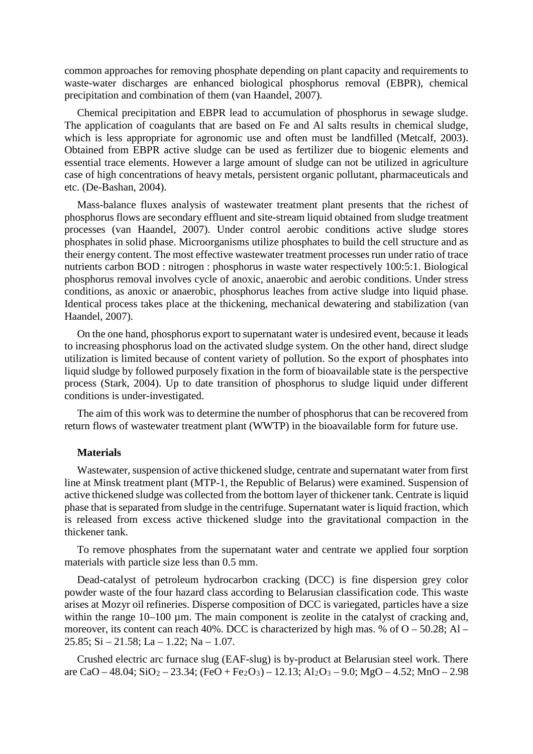common approaches for removing phosphate depending on plant capacity and requirements to waste-water discharges are enhanced biological phosphorus removal (EBPR), chemical precipitation and combination of them (van Haandel, 2007).

Chemical precipitation and EBPR lead to accumulation of phosphorus in sewage sludge. The application of coagulants that are based on Fe and Al salts results in chemical sludge, which is less appropriate for agronomic use and often must be landfilled (Metcalf, 2003). Obtained from EBPR active sludge can be used as fertilizer due to biogenic elements and essential trace elements. However a large amount of sludge can not be utilized in agriculture case of high concentrations of heavy metals, persistent organic pollutant, pharmaceuticals and etc. (De-Bashan, 2004).

Mass-balance fluxes analysis of wastewater treatment plant presents that the richest of phosphorus flows are secondary effluent and site-stream liquid obtained from sludge treatment processes (van Haandel, 2007). Under control aerobic conditions active sludge stores phosphates in solid phase. Microorganisms utilize phosphates to build the cell structure and as their energy content. The most effective wastewater treatment processes run under ratio of trace nutrients carbon BOD : nitrogen : phosphorus in waste water respectively 100:5:1. Biological phosphorus removal involves cycle of anoxic, anaerobic and aerobic conditions. Under stress conditions, as anoxic or anaerobic, phosphorus leaches from active sludge into liquid phase. Identical process takes place at the thickening, mechanical dewatering and stabilization (van Haandel, 2007).

On the one hand, phosphorus export to supernatant water is undesired event, because it leads to increasing phosphorus load on the activated sludge system. On the other hand, direct sludge utilization is limited because of content variety of pollution. So the export of phosphates into liquid sludge by followed purposely fixation in the form of bioavailable state is the perspective process (Stark, 2004). Up to date transition of phosphorus to sludge liquid under different conditions is under-investigated.

The aim of this work was to determine the number of phosphorus that can be recovered from return flows of wastewater treatment plant (WWTP) in the bioavailable form for future use.

**Materials**

Wastewater, suspension of active thickened sludge, centrate and supernatant water from first line at Minsk treatment plant (MTP-1, the Republic of Belarus) were examined. Suspension of active thickened sludge was collected from the bottom layer of thickener tank. Centrate is liquid phase that is separated from sludge in the centrifuge. Supernatant water is liquid fraction, which is released from excess active thickened sludge into the gravitational compaction in the thickener tank.

To remove phosphates from the supernatant water and centrate we applied four sorption materials with particle size less than 0.5 mm.

Dead-catalyst of petroleum hydrocarbon cracking (DCC) is fine dispersion grey color powder waste of the four hazard class according to Belarusian classification code. This waste arises at Mozyr oil refineries. Disperse composition of DCC is variegated, particles have a size within the range 10–100 µm. The main component is zeolite in the catalyst of cracking and, moreover, its content can reach 40%. DCC is characterized by high mas. % of O – 50.28; Al – 25.85; Si – 21.58; La – 1.22; Na – 1.07.

Crushed electric arc furnace slug (EAF-slug) is by-product at Belarusian steel work. There are CaO – 48.04; $SiO_2$ – 23.34; ($FeO + Fe_2O_3$) – 12.13; $Al_2O_3$ – 9.0; MgO – 4.52; MnO – 2.98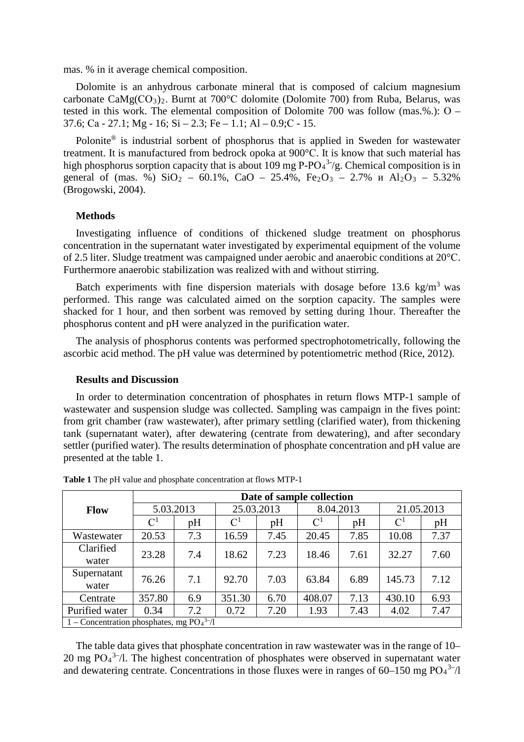mas. % in it average chemical composition.

Dolomite is an anhydrous carbonate mineral that is composed of calcium magnesium carbonate $CaMg(CO_3)_2$. Burnt at 700°C dolomite (Dolomite 700) from Ruba, Belarus, was tested in this work. The elemental composition of Dolomite 700 was follow (mas.%.): O – 37.6; Ca - 27.1; Mg - 16; Si – 2.3; Fe – 1.1; Al – 0.9;C - 15.

Polonite® is industrial sorbent of phosphorus that is applied in Sweden for wastewater treatment. It is manufactured from bedrock opoka at 900°C. It is know that such material has high phosphorus sorption capacity that is about 109 mg P-$PO_4^{3-}$/g. Chemical composition is in general of (mas. %) $SiO_2$ – 60.1%, CaO – 25.4%, $Fe_2O_3$ – 2.7% и $Al_2O_3$ – 5.32% (Brogowski, 2004).

### Methods

Investigating influence of conditions of thickened sludge treatment on phosphorus concentration in the supernatant water investigated by experimental equipment of the volume of 2.5 liter. Sludge treatment was campaigned under aerobic and anaerobic conditions at 20°C. Furthermore anaerobic stabilization was realized with and without stirring.

Batch experiments with fine dispersion materials with dosage before 13.6 kg/m$^3$ was performed. This range was calculated aimed on the sorption capacity. The samples were shacked for 1 hour, and then sorbent was removed by setting during 1hour. Thereafter the phosphorus content and pH were analyzed in the purification water.

The analysis of phosphorus contents was performed spectrophotometrically, following the ascorbic acid method. The pH value was determined by potentiometric method (Rice, 2012).

### Results and Discussion

In order to determination concentration of phosphates in return flows MTP-1 sample of wastewater and suspension sludge was collected. Sampling was campaign in the fives point: from grit chamber (raw wastewater), after primary settling (clarified water), from thickening tank (supernatant water), after dewatering (centrate from dewatering), and after secondary settler (purified water). The results determination of phosphate concentration and pH value are presented at the table 1.

**Table 1** The pH value and phosphate concentration at flows MTP-1

| Flow | Date of sample collection | | | | | | | |
|---|---|---|---|---|---|---|---|---|
| | 5.03.2013 | | 25.03.2013 | | 8.04.2013 | | 21.05.2013 | |
| | C[1] | pH | C[1] | pH | C[1] | pH | C[1] | pH |
| Wastewater | 20.53 | 7.3 | 16.59 | 7.45 | 20.45 | 7.85 | 10.08 | 7.37 |
| Clarified water | 23.28 | 7.4 | 18.62 | 7.23 | 18.46 | 7.61 | 32.27 | 7.60 |
| Supernatant water | 76.26 | 7.1 | 92.70 | 7.03 | 63.84 | 6.89 | 145.73 | 7.12 |
| Centrate | 357.80 | 6.9 | 351.30 | 6.70 | 408.07 | 7.13 | 430.10 | 6.93 |
| Purified water | 0.34 | 7.2 | 0.72 | 7.20 | 1.93 | 7.43 | 4.02 | 7.47 |
| 1 – Concentration phosphates, mg $PO_4^{3-}$/l | | | | | | | | |

The table data gives that phosphate concentration in raw wastewater was in the range of 10–20 mg $PO_4^{3-}$/l. The highest concentration of phosphates were observed in supernatant water and dewatering centrate. Concentrations in those fluxes were in ranges of 60–150 mg $PO_4^{3-}$/l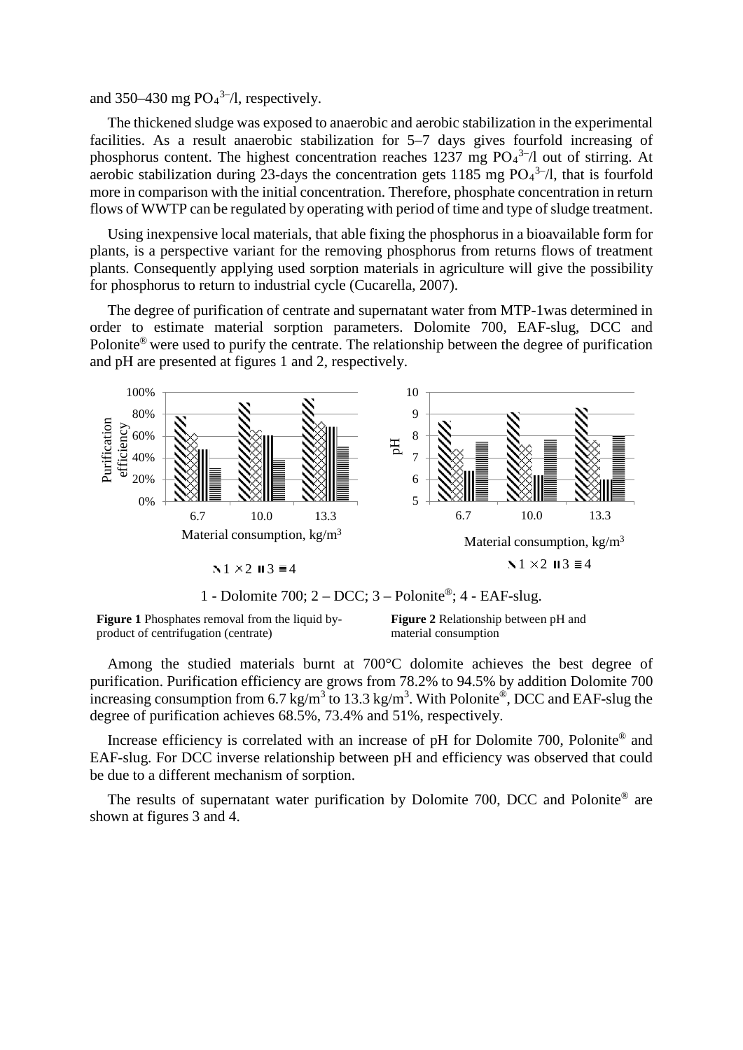and 350–430 mg $PO_4^{3-}$/l, respectively.

The thickened sludge was exposed to anaerobic and aerobic stabilization in the experimental facilities. As a result anaerobic stabilization for 5–7 days gives fourfold increasing of phosphorus content. The highest concentration reaches 1237 mg $PO_4^{3-}$/l out of stirring. At aerobic stabilization during 23-days the concentration gets 1185 mg $PO_4^{3-}$/l, that is fourfold more in comparison with the initial concentration. Therefore, phosphate concentration in return flows of WWTP can be regulated by operating with period of time and type of sludge treatment.

Using inexpensive local materials, that able fixing the phosphorus in a bioavailable form for plants, is a perspective variant for the removing phosphorus from returns flows of treatment plants. Consequently applying used sorption materials in agriculture will give the possibility for phosphorus to return to industrial cycle (Cucarella, 2007).

The degree of purification of centrate and supernatant water from MTP-1was determined in order to estimate material sorption parameters. Dolomite 700, EAF-slug, DCC and Polonite® were used to purify the centrate. The relationship between the degree of purification and pH are presented at figures 1 and 2, respectively.

1 - Dolomite 700; 2 – DCC; 3 – Polonite®; 4 - EAF-slug.

**Figure 1** Phosphates removal from the liquid by-product of centrifugation (centrate)

**Figure 2** Relationship between pH and material consumption

Among the studied materials burnt at 700°C dolomite achieves the best degree of purification. Purification efficiency are grows from 78.2% to 94.5% by addition Dolomite 700 increasing consumption from 6.7 kg/m$^3$ to 13.3 kg/m$^3$. With Polonite®, DCC and EAF-slug the degree of purification achieves 68.5%, 73.4% and 51%, respectively.

Increase efficiency is correlated with an increase of pH for Dolomite 700, Polonite® and EAF-slug. For DCC inverse relationship between pH and efficiency was observed that could be due to a different mechanism of sorption.

The results of supernatant water purification by Dolomite 700, DCC and Polonite® are shown at figures 3 and 4.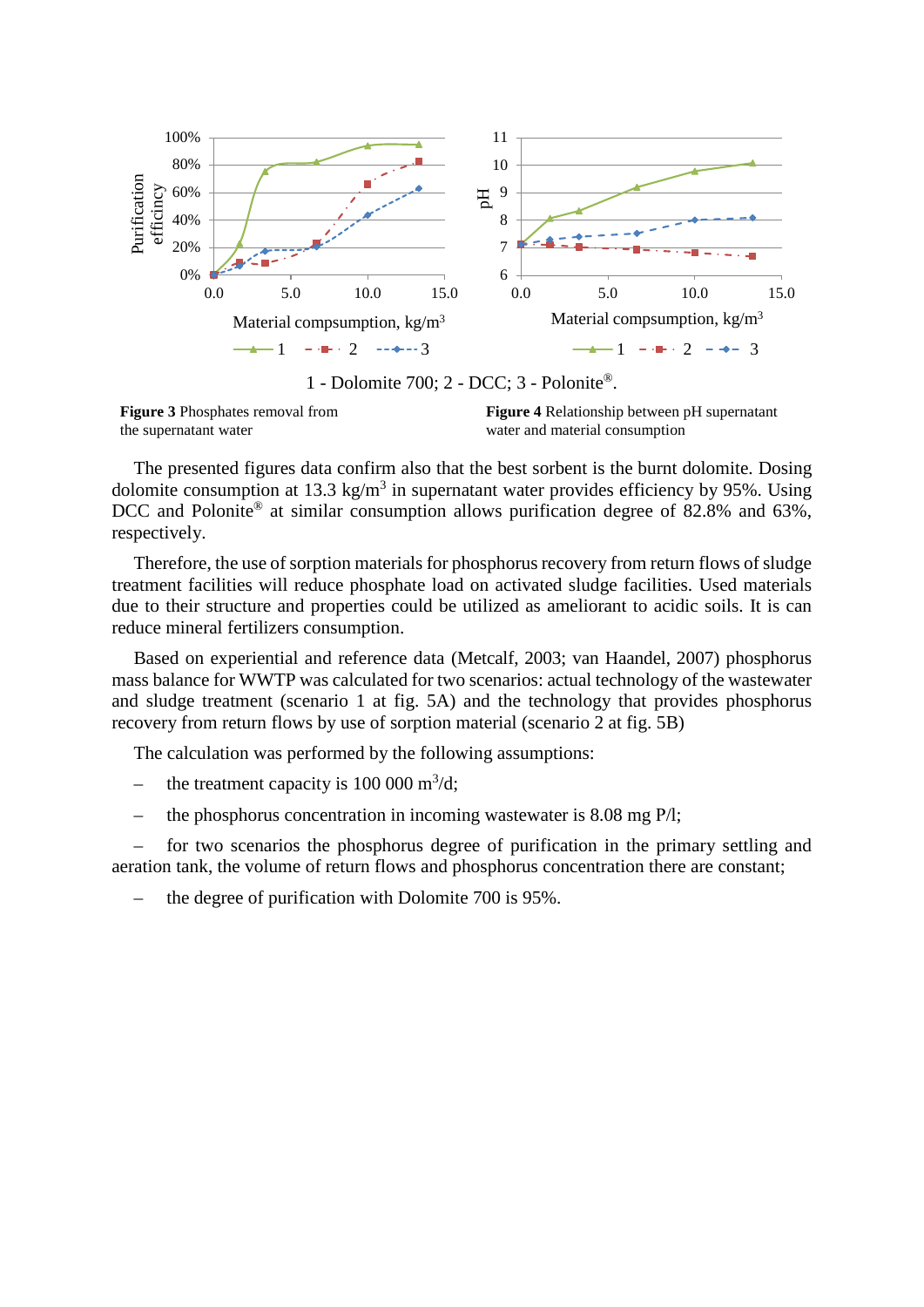1 - Dolomite 700; 2 - DCC; 3 - Polonite®.

**Figure 3** Phosphates removal from the supernatant water

**Figure 4** Relationship between pH supernatant water and material consumption

The presented figures data confirm also that the best sorbent is the burnt dolomite. Dosing dolomite consumption at 13.3 kg/m$^3$ in supernatant water provides efficiency by 95%. Using DCC and Polonite® at similar consumption allows purification degree of 82.8% and 63%, respectively.

Therefore, the use of sorption materials for phosphorus recovery from return flows of sludge treatment facilities will reduce phosphate load on activated sludge facilities. Used materials due to their structure and properties could be utilized as ameliorant to acidic soils. It is can reduce mineral fertilizers consumption.

Based on experiential and reference data (Metcalf, 2003; van Haandel, 2007) phosphorus mass balance for WWTP was calculated for two scenarios: actual technology of the wastewater and sludge treatment (scenario 1 at fig. 5A) and the technology that provides phosphorus recovery from return flows by use of sorption material (scenario 2 at fig. 5B)

The calculation was performed by the following assumptions:

– the treatment capacity is 100 000 m$^3$/d;

– the phosphorus concentration in incoming wastewater is 8.08 mg P/l;

– for two scenarios the phosphorus degree of purification in the primary settling and aeration tank, the volume of return flows and phosphorus concentration there are constant;

– the degree of purification with Dolomite 700 is 95%.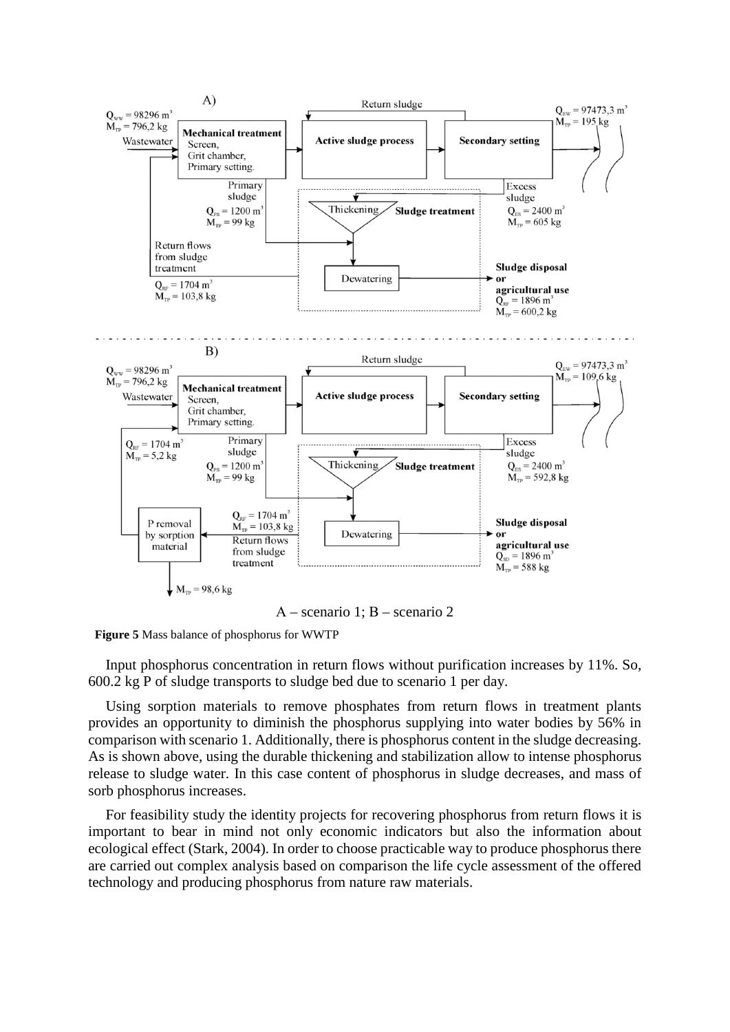A – scenario 1; B – scenario 2

**Figure 5** Mass balance of phosphorus for WWTP

Input phosphorus concentration in return flows without purification increases by 11%. So, 600.2 kg P of sludge transports to sludge bed due to scenario 1 per day.

Using sorption materials to remove phosphates from return flows in treatment plants provides an opportunity to diminish the phosphorus supplying into water bodies by 56% in comparison with scenario 1. Additionally, there is phosphorus content in the sludge decreasing. As is shown above, using the durable thickening and stabilization allow to intense phosphorus release to sludge water. In this case content of phosphorus in sludge decreases, and mass of sorb phosphorus increases.

For feasibility study the identity projects for recovering phosphorus from return flows it is important to bear in mind not only economic indicators but also the information about ecological effect (Stark, 2004). In order to choose practicable way to produce phosphorus there are carried out complex analysis based on comparison the life cycle assessment of the offered technology and producing phosphorus from nature raw materials.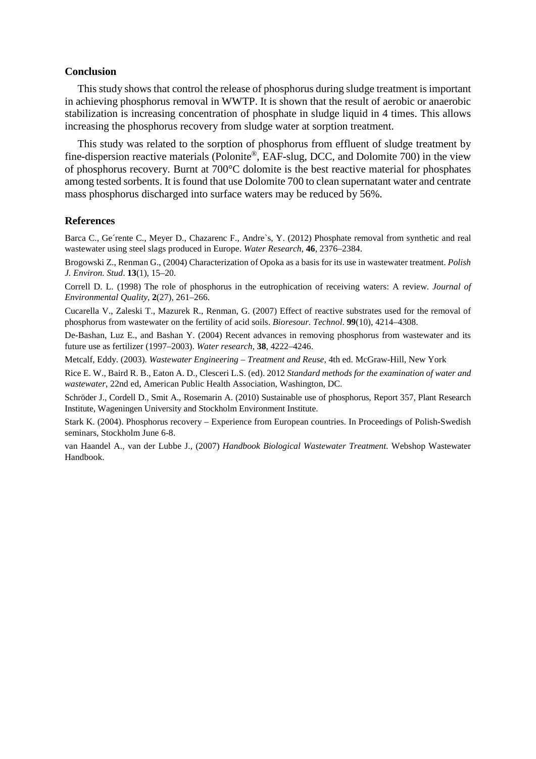## Conclusion

This study shows that control the release of phosphorus during sludge treatment is important in achieving phosphorus removal in WWTP. It is shown that the result of aerobic or anaerobic stabilization is increasing concentration of phosphate in sludge liquid in 4 times. This allows increasing the phosphorus recovery from sludge water at sorption treatment.

This study was related to the sorption of phosphorus from effluent of sludge treatment by fine-dispersion reactive materials (Polonite®, EAF-slug, DCC, and Dolomite 700) in the view of phosphorus recovery. Burnt at 700°C dolomite is the best reactive material for phosphates among tested sorbents. It is found that use Dolomite 700 to clean supernatant water and centrate mass phosphorus discharged into surface waters may be reduced by 56%.

## References

Barca C., Ge´rente C., Meyer D., Chazarenc F., Andre`s, Y. (2012) Phosphate removal from synthetic and real wastewater using steel slags produced in Europe. *Water Research*, **46**, 2376–2384.

Brogowski Z., Renman G., (2004) Characterization of Opoka as a basis for its use in wastewater treatment. *Polish J. Environ. Stud*. **13**(1), 15–20.

Correll D. L. (1998) The role of phosphorus in the eutrophication of receiving waters: A review. *Journal of Environmental Quality*, **2**(27), 261–266.

Cucarella V., Zaleski T., Mazurek R., Renman, G. (2007) Effect of reactive substrates used for the removal of phosphorus from wastewater on the fertility of acid soils. *Bioresour. Technol*. **99**(10), 4214–4308.

De-Bashan, Luz E., and Bashan Y. (2004) Recent advances in removing phosphorus from wastewater and its future use as fertilizer (1997–2003). *Water research*, **38**, 4222–4246.

Metcalf, Eddy. (2003). *Wastewater Engineering – Treatment and Reuse*, 4th ed. McGraw-Hill, New York

Rice E. W., Baird R. B., Eaton A. D., Clesceri L.S. (ed). 2012 *Standard methods for the examination of water and wastewater*, 22nd ed, American Public Health Association, Washington, DC.

Schröder J., Cordell D., Smit A., Rosemarin A. (2010) Sustainable use of phosphorus, Report 357, Plant Research Institute, Wageningen University and Stockholm Environment Institute.

Stark K. (2004). Phosphorus recovery – Experience from European countries. In Proceedings of Polish-Swedish seminars, Stockholm June 6-8.

van Haandel A., van der Lubbe J., (2007) *Handbook Biological Wastewater Treatment*. Webshop Wastewater Handbook.